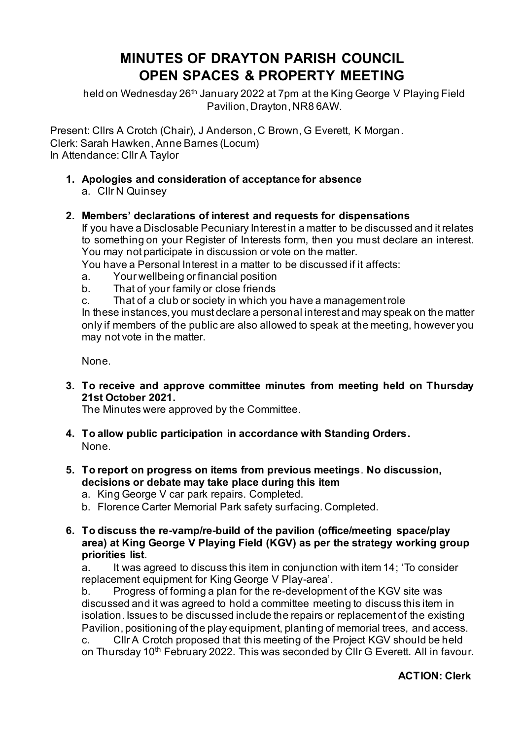# MINUTES OF DRAYTON PARISH COUNCIL OPEN SPACES & PROPERTY MEETING

held on Wednesday 26th January 2022 at 7pm at the King George V Playing Field Pavilion, Drayton, NR8 6AW.

Present: Cllrs A Crotch (Chair), J Anderson, C Brown, G Everett, K Morgan.
Clerk: Sarah Hawken, Anne Barnes (Locum)
In Attendance: Cllr A Taylor

1. **Apologies and consideration of acceptance for absence**
   a. Cllr N Quinsey

2. **Members' declarations of interest and requests for dispensations**

   If you have a Disclosable Pecuniary Interest in a matter to be discussed and it relates to something on your Register of Interests form, then you must declare an interest. You may not participate in discussion or vote on the matter.

   You have a Personal Interest in a matter to be discussed if it affects:

   a. Your wellbeing or financial position
   b. That of your family or close friends
   c. That of a club or society in which you have a management role

   In these instances, you must declare a personal interest and may speak on the matter only if members of the public are also allowed to speak at the meeting, however you may not vote in the matter.

   None.

3. **To receive and approve committee minutes from meeting held on Thursday 21st October 2021.**

   The Minutes were approved by the Committee.

4. **To allow public participation in accordance with Standing Orders.**

   None.

5. **To report on progress on items from previous meetings**. **No discussion, decisions or debate may take place during this item**
   a. King George V car park repairs. Completed.
   b. Florence Carter Memorial Park safety surfacing. Completed.

6. **To discuss the re-vamp/re-build of the pavilion (office/meeting space/play area) at King George V Playing Field (KGV) as per the strategy working group priorities list**.

   a. It was agreed to discuss this item in conjunction with item 14; 'To consider replacement equipment for King George V Play-area'.

   b. Progress of forming a plan for the re-development of the KGV site was discussed and it was agreed to hold a committee meeting to discuss this item in isolation. Issues to be discussed include the repairs or replacement of the existing Pavilion, positioning of the play equipment, planting of memorial trees, and access.

   c. Cllr A Crotch proposed that this meeting of the Project KGV should be held on Thursday 10th February 2022. This was seconded by Cllr G Everett. All in favour.

**ACTION: Clerk**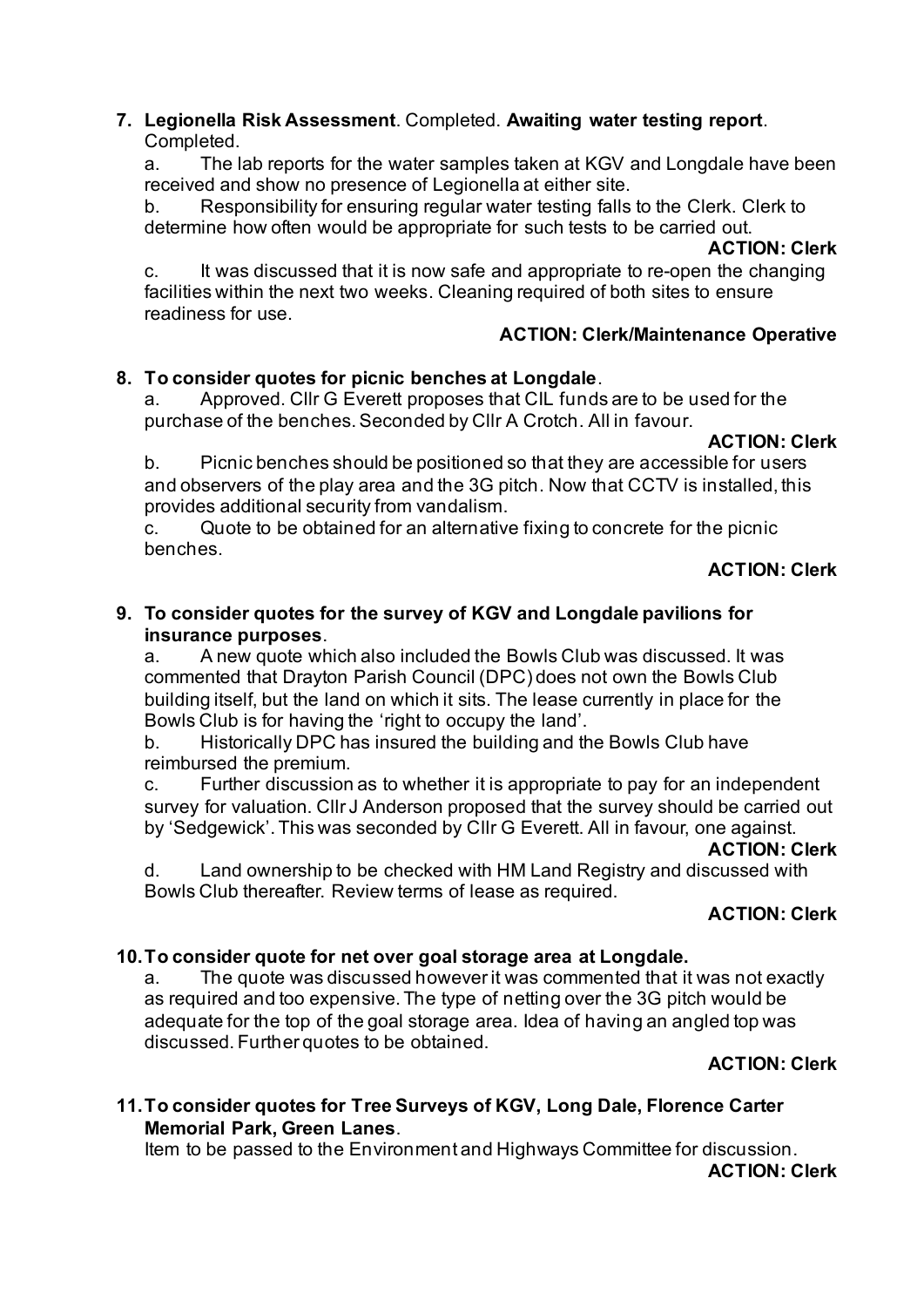7. **Legionella Risk Assessment**. Completed. **Awaiting water testing report**. Completed.

   a. The lab reports for the water samples taken at KGV and Longdale have been received and show no presence of Legionella at either site.

   b. Responsibility for ensuring regular water testing falls to the Clerk. Clerk to determine how often would be appropriate for such tests to be carried out.

   **ACTION: Clerk**

   c. It was discussed that it is now safe and appropriate to re-open the changing facilities within the next two weeks. Cleaning required of both sites to ensure readiness for use.

   **ACTION: Clerk/Maintenance Operative**

8. **To consider quotes for picnic benches at Longdale**.

   a. Approved. Cllr G Everett proposes that CIL funds are to be used for the purchase of the benches. Seconded by Cllr A Crotch. All in favour.

   **ACTION: Clerk**

   b. Picnic benches should be positioned so that they are accessible for users and observers of the play area and the 3G pitch. Now that CCTV is installed, this provides additional security from vandalism.

   c. Quote to be obtained for an alternative fixing to concrete for the picnic benches.

   **ACTION: Clerk**

9. **To consider quotes for the survey of KGV and Longdale pavilions for insurance purposes**.

   a. A new quote which also included the Bowls Club was discussed. It was commented that Drayton Parish Council (DPC) does not own the Bowls Club building itself, but the land on which it sits. The lease currently in place for the Bowls Club is for having the 'right to occupy the land'.

   b. Historically DPC has insured the building and the Bowls Club have reimbursed the premium.

   c. Further discussion as to whether it is appropriate to pay for an independent survey for valuation. Cllr J Anderson proposed that the survey should be carried out by 'Sedgewick'. This was seconded by Cllr G Everett. All in favour, one against.

   **ACTION: Clerk**

   d. Land ownership to be checked with HM Land Registry and discussed with Bowls Club thereafter. Review terms of lease as required.

   **ACTION: Clerk**

10. **To consider quote for net over goal storage area at Longdale.**

    a. The quote was discussed however it was commented that it was not exactly as required and too expensive. The type of netting over the 3G pitch would be adequate for the top of the goal storage area. Idea of having an angled top was discussed. Further quotes to be obtained.

    **ACTION: Clerk**

11. **To consider quotes for Tree Surveys of KGV, Long Dale, Florence Carter Memorial Park, Green Lanes**.

    Item to be passed to the Environment and Highways Committee for discussion.

    **ACTION: Clerk**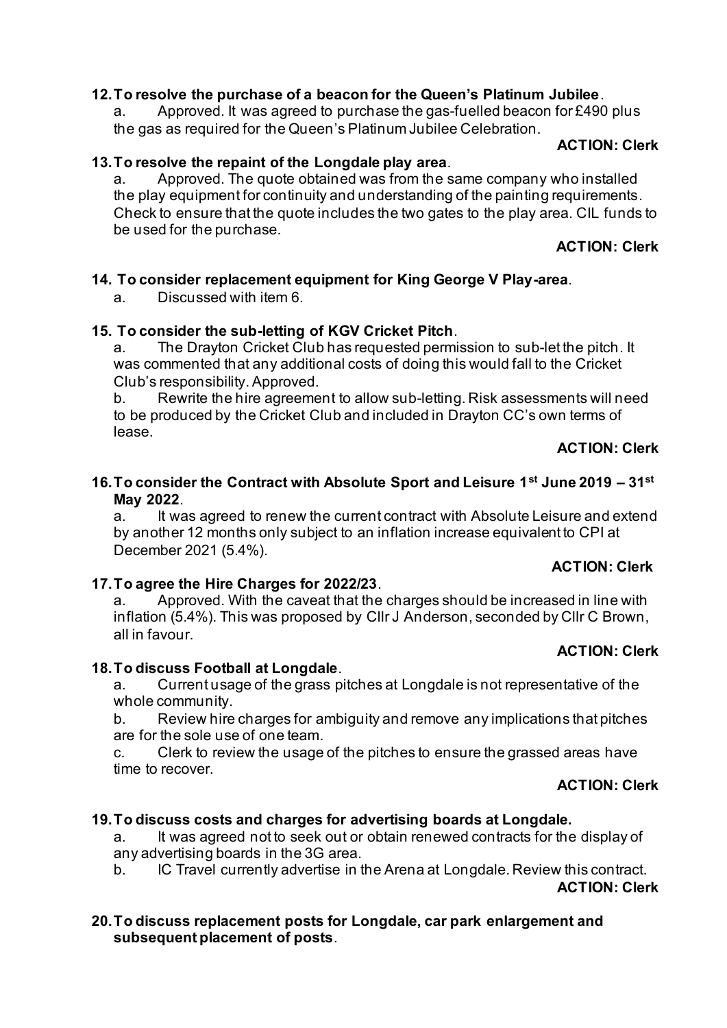**12. To resolve the purchase of a beacon for the Queen's Platinum Jubilee**.

a. Approved. It was agreed to purchase the gas-fuelled beacon for £490 plus the gas as required for the Queen's Platinum Jubilee Celebration.

**ACTION: Clerk**

**13. To resolve the repaint of the Longdale play area**.

a. Approved. The quote obtained was from the same company who installed the play equipment for continuity and understanding of the painting requirements. Check to ensure that the quote includes the two gates to the play area. CIL funds to be used for the purchase.

**ACTION: Clerk**

**14. To consider replacement equipment for King George V Play-area**.

a. Discussed with item 6.

**15. To consider the sub-letting of KGV Cricket Pitch**.

a. The Drayton Cricket Club has requested permission to sub-let the pitch. It was commented that any additional costs of doing this would fall to the Cricket Club's responsibility. Approved.

b. Rewrite the hire agreement to allow sub-letting. Risk assessments will need to be produced by the Cricket Club and included in Drayton CC's own terms of lease.

**ACTION: Clerk**

**16. To consider the Contract with Absolute Sport and Leisure 1st June 2019 – 31st May 2022**.

a. It was agreed to renew the current contract with Absolute Leisure and extend by another 12 months only subject to an inflation increase equivalent to CPI at December 2021 (5.4%).

**ACTION: Clerk**

**17. To agree the Hire Charges for 2022/23**.

a. Approved. With the caveat that the charges should be increased in line with inflation (5.4%). This was proposed by Cllr J Anderson, seconded by Cllr C Brown, all in favour.

**ACTION: Clerk**

**18. To discuss Football at Longdale**.

a. Current usage of the grass pitches at Longdale is not representative of the whole community.

b. Review hire charges for ambiguity and remove any implications that pitches are for the sole use of one team.

c. Clerk to review the usage of the pitches to ensure the grassed areas have time to recover.

**ACTION: Clerk**

**19. To discuss costs and charges for advertising boards at Longdale.**

a. It was agreed not to seek out or obtain renewed contracts for the display of any advertising boards in the 3G area.

b. IC Travel currently advertise in the Arena at Longdale. Review this contract.

**ACTION: Clerk**

**20. To discuss replacement posts for Longdale, car park enlargement and subsequent placement of posts**.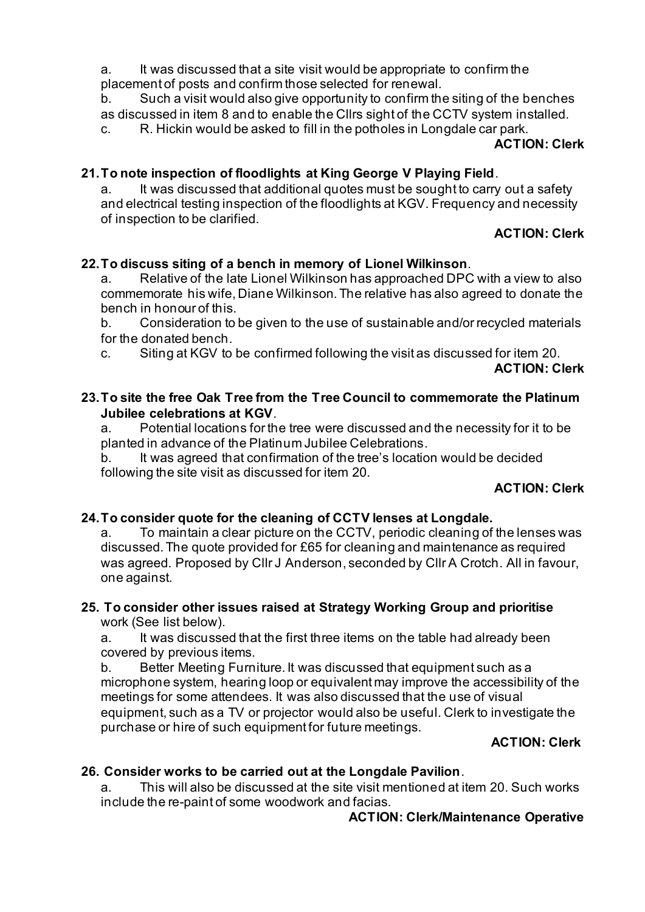a. It was discussed that a site visit would be appropriate to confirm the placement of posts and confirm those selected for renewal.

b. Such a visit would also give opportunity to confirm the siting of the benches as discussed in item 8 and to enable the Cllrs sight of the CCTV system installed.

c. R. Hickin would be asked to fill in the potholes in Longdale car park.

**ACTION: Clerk**

**21. To note inspection of floodlights at King George V Playing Field**.

a. It was discussed that additional quotes must be sought to carry out a safety and electrical testing inspection of the floodlights at KGV. Frequency and necessity of inspection to be clarified.

**ACTION: Clerk**

**22. To discuss siting of a bench in memory of Lionel Wilkinson**.

a. Relative of the late Lionel Wilkinson has approached DPC with a view to also commemorate his wife, Diane Wilkinson. The relative has also agreed to donate the bench in honour of this.

b. Consideration to be given to the use of sustainable and/or recycled materials for the donated bench.

c. Siting at KGV to be confirmed following the visit as discussed for item 20.

**ACTION: Clerk**

**23. To site the free Oak Tree from the Tree Council to commemorate the Platinum Jubilee celebrations at KGV**.

a. Potential locations for the tree were discussed and the necessity for it to be planted in advance of the Platinum Jubilee Celebrations.

b. It was agreed that confirmation of the tree's location would be decided following the site visit as discussed for item 20.

**ACTION: Clerk**

**24. To consider quote for the cleaning of CCTV lenses at Longdale.**

a. To maintain a clear picture on the CCTV, periodic cleaning of the lenses was discussed. The quote provided for £65 for cleaning and maintenance as required was agreed. Proposed by Cllr J Anderson, seconded by Cllr A Crotch. All in favour, one against.

**25. To consider other issues raised at Strategy Working Group and prioritise** work (See list below).

a. It was discussed that the first three items on the table had already been covered by previous items.

b. Better Meeting Furniture. It was discussed that equipment such as a microphone system, hearing loop or equivalent may improve the accessibility of the meetings for some attendees. It was also discussed that the use of visual equipment, such as a TV or projector would also be useful. Clerk to investigate the purchase or hire of such equipment for future meetings.

**ACTION: Clerk**

**26. Consider works to be carried out at the Longdale Pavilion**.

a. This will also be discussed at the site visit mentioned at item 20. Such works include the re-paint of some woodwork and facias.

**ACTION: Clerk/Maintenance Operative**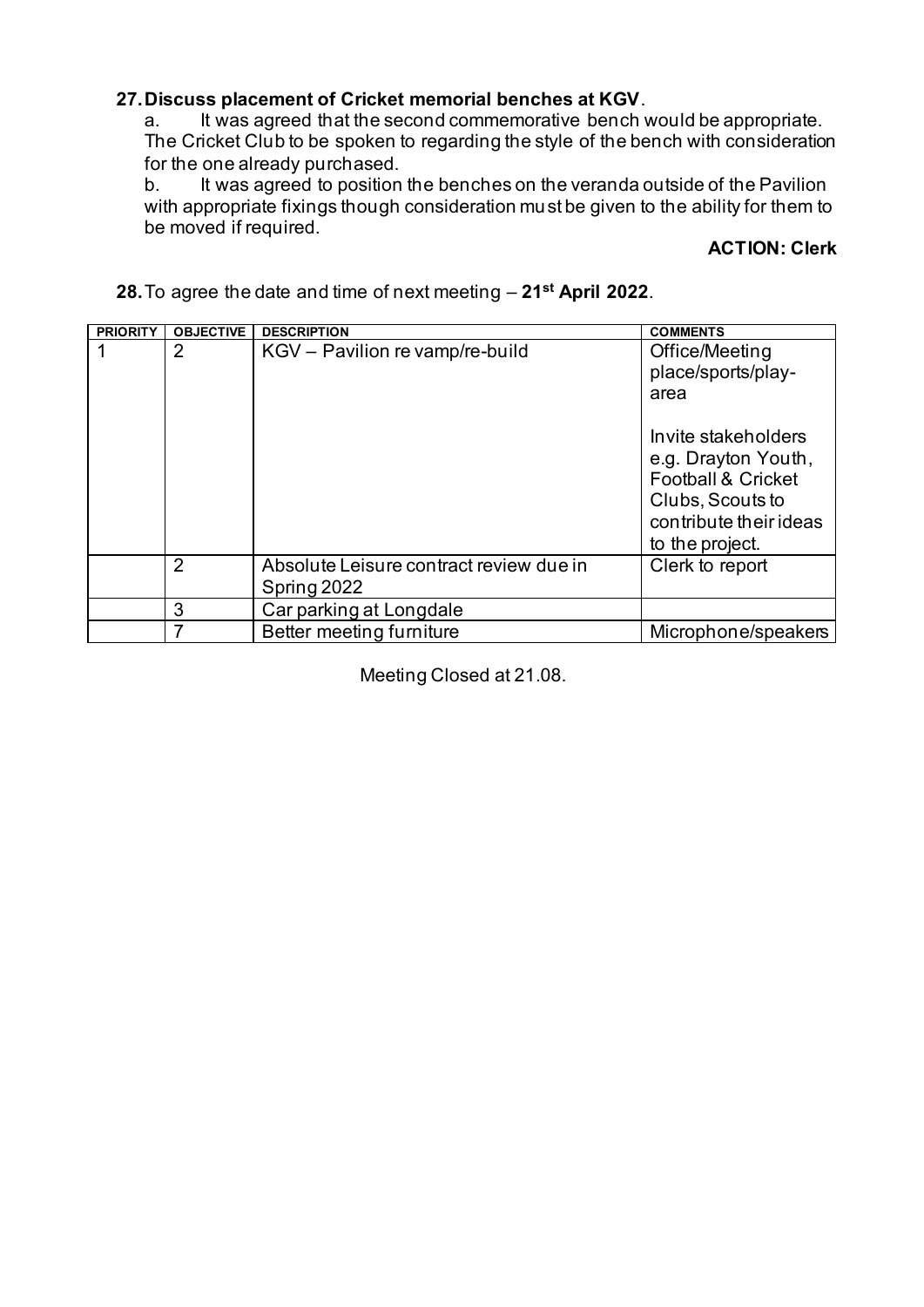**27. Discuss placement of Cricket memorial benches at KGV**.

a. It was agreed that the second commemorative bench would be appropriate. The Cricket Club to be spoken to regarding the style of the bench with consideration for the one already purchased.

b. It was agreed to position the benches on the veranda outside of the Pavilion with appropriate fixings though consideration must be given to the ability for them to be moved if required.

**ACTION: Clerk**

**28.** To agree the date and time of next meeting – **21st April 2022**.

| PRIORITY | OBJECTIVE | DESCRIPTION | COMMENTS |
|---|---|---|---|
| 1 | 2 | KGV – Pavilion re vamp/re-build | Office/Meeting place/sports/play-area<br><br>Invite stakeholders e.g. Drayton Youth, Football & Cricket Clubs, Scouts to contribute their ideas to the project. |
| | 2 | Absolute Leisure contract review due in Spring 2022 | Clerk to report |
| | 3 | Car parking at Longdale | |
| | 7 | Better meeting furniture | Microphone/speakers |

Meeting Closed at 21.08.